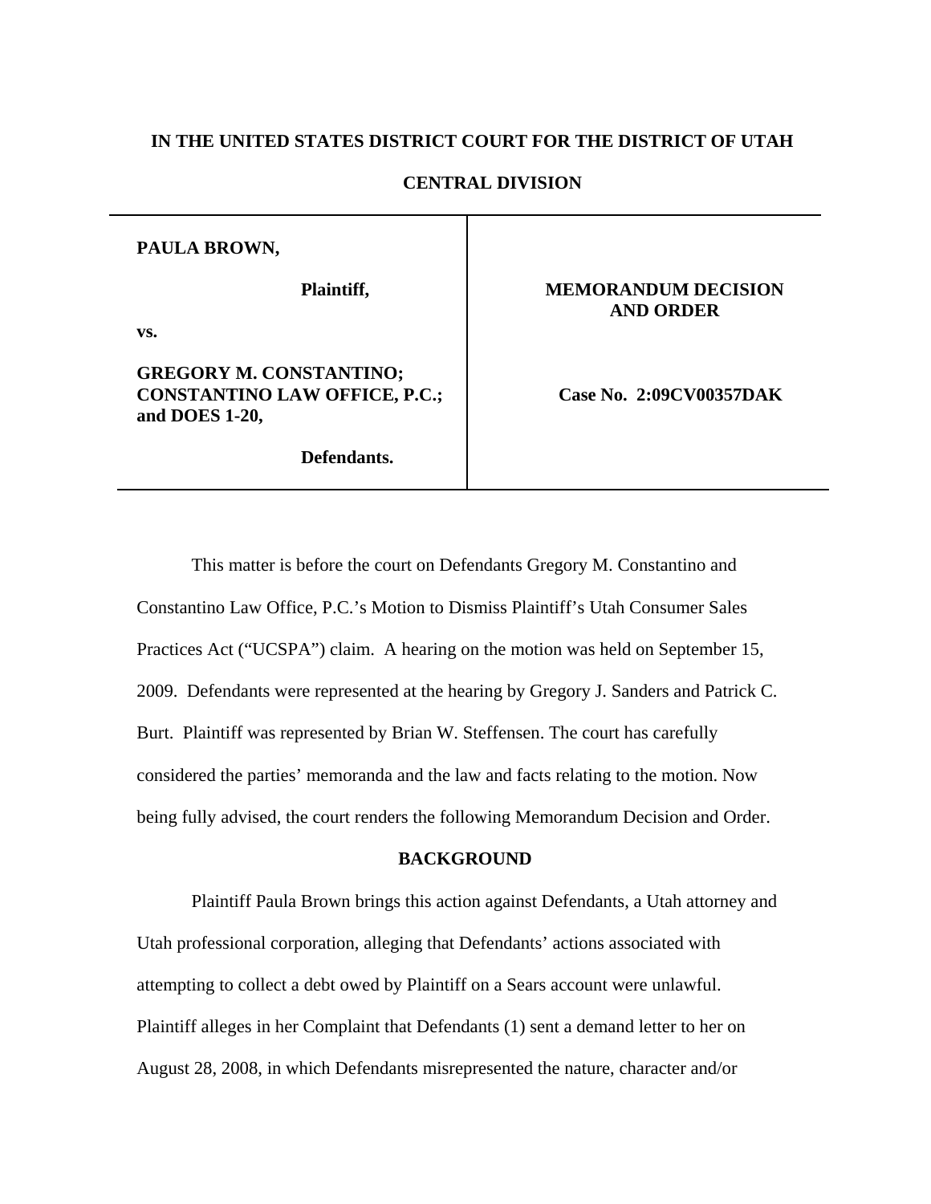**IN THE UNITED STATES DISTRICT COURT FOR THE DISTRICT OF UTAH**

**CENTRAL DIVISION**

| **PAULA BROWN,**<br><br>**Plaintiff,**<br><br>**vs.**<br><br>**GREGORY M. CONSTANTINO; CONSTANTINO LAW OFFICE, P.C.; and DOES 1-20,**<br><br>**Defendants.** | **MEMORANDUM DECISION AND ORDER**<br><br>**Case No. 2:09CV00357DAK** |
|---|---|

This matter is before the court on Defendants Gregory M. Constantino and Constantino Law Office, P.C.'s Motion to Dismiss Plaintiff's Utah Consumer Sales Practices Act ("UCSPA") claim. A hearing on the motion was held on September 15, 2009. Defendants were represented at the hearing by Gregory J. Sanders and Patrick C. Burt. Plaintiff was represented by Brian W. Steffensen. The court has carefully considered the parties' memoranda and the law and facts relating to the motion. Now being fully advised, the court renders the following Memorandum Decision and Order.

## BACKGROUND

Plaintiff Paula Brown brings this action against Defendants, a Utah attorney and Utah professional corporation, alleging that Defendants' actions associated with attempting to collect a debt owed by Plaintiff on a Sears account were unlawful. Plaintiff alleges in her Complaint that Defendants (1) sent a demand letter to her on August 28, 2008, in which Defendants misrepresented the nature, character and/or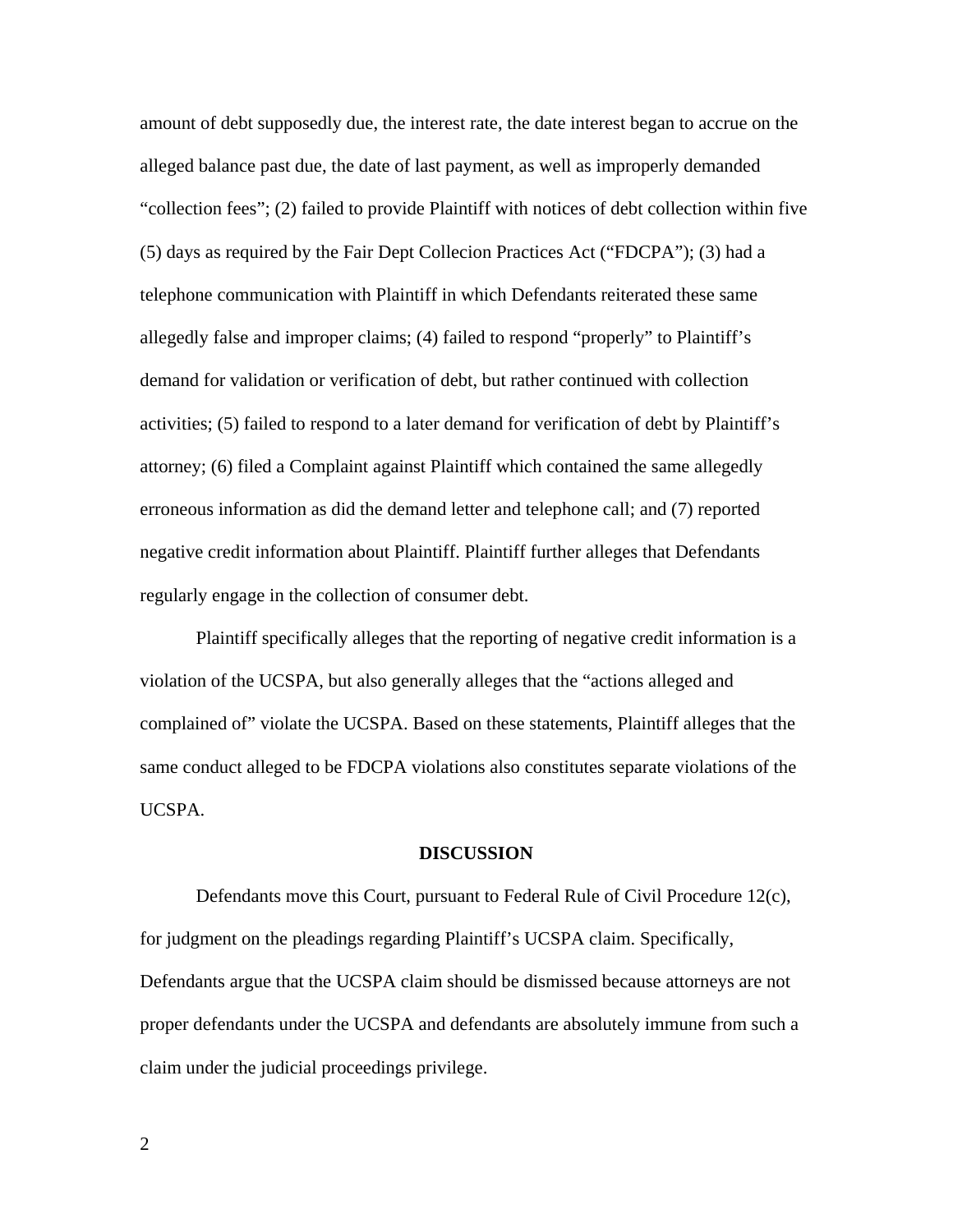amount of debt supposedly due, the interest rate, the date interest began to accrue on the alleged balance past due, the date of last payment, as well as improperly demanded "collection fees"; (2) failed to provide Plaintiff with notices of debt collection within five (5) days as required by the Fair Dept Collecion Practices Act ("FDCPA"); (3) had a telephone communication with Plaintiff in which Defendants reiterated these same allegedly false and improper claims; (4) failed to respond "properly" to Plaintiff's demand for validation or verification of debt, but rather continued with collection activities; (5) failed to respond to a later demand for verification of debt by Plaintiff's attorney; (6) filed a Complaint against Plaintiff which contained the same allegedly erroneous information as did the demand letter and telephone call; and (7) reported negative credit information about Plaintiff. Plaintiff further alleges that Defendants regularly engage in the collection of consumer debt.

Plaintiff specifically alleges that the reporting of negative credit information is a violation of the UCSPA, but also generally alleges that the "actions alleged and complained of" violate the UCSPA. Based on these statements, Plaintiff alleges that the same conduct alleged to be FDCPA violations also constitutes separate violations of the UCSPA.

## DISCUSSION

Defendants move this Court, pursuant to Federal Rule of Civil Procedure 12(c), for judgment on the pleadings regarding Plaintiff's UCSPA claim. Specifically, Defendants argue that the UCSPA claim should be dismissed because attorneys are not proper defendants under the UCSPA and defendants are absolutely immune from such a claim under the judicial proceedings privilege.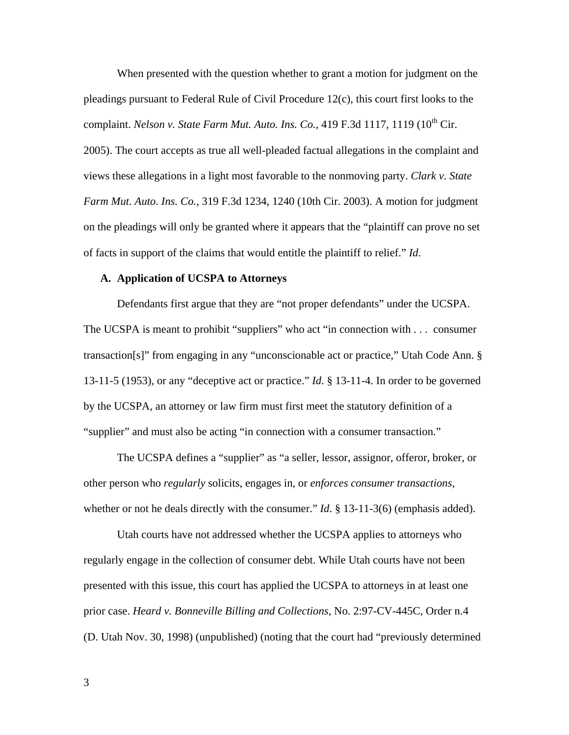When presented with the question whether to grant a motion for judgment on the pleadings pursuant to Federal Rule of Civil Procedure 12(c), this court first looks to the complaint. *Nelson v. State Farm Mut. Auto. Ins. Co.*, 419 F.3d 1117, 1119 (10th Cir. 2005). The court accepts as true all well-pleaded factual allegations in the complaint and views these allegations in a light most favorable to the nonmoving party. *Clark v. State Farm Mut. Auto. Ins. Co.*, 319 F.3d 1234, 1240 (10th Cir. 2003). A motion for judgment on the pleadings will only be granted where it appears that the "plaintiff can prove no set of facts in support of the claims that would entitle the plaintiff to relief." *Id*.

**A. Application of UCSPA to Attorneys**

Defendants first argue that they are "not proper defendants" under the UCSPA. The UCSPA is meant to prohibit "suppliers" who act "in connection with . . . consumer transaction[s]" from engaging in any "unconscionable act or practice," Utah Code Ann. § 13-11-5 (1953), or any "deceptive act or practice." *Id*. § 13-11-4. In order to be governed by the UCSPA, an attorney or law firm must first meet the statutory definition of a "supplier" and must also be acting "in connection with a consumer transaction."

The UCSPA defines a "supplier" as "a seller, lessor, assignor, offeror, broker, or other person who *regularly* solicits, engages in, or *enforces consumer transactions*, whether or not he deals directly with the consumer." *Id*. § 13-11-3(6) (emphasis added).

Utah courts have not addressed whether the UCSPA applies to attorneys who regularly engage in the collection of consumer debt. While Utah courts have not been presented with this issue, this court has applied the UCSPA to attorneys in at least one prior case. *Heard v. Bonneville Billing and Collections*, No. 2:97-CV-445C, Order n.4 (D. Utah Nov. 30, 1998) (unpublished) (noting that the court had "previously determined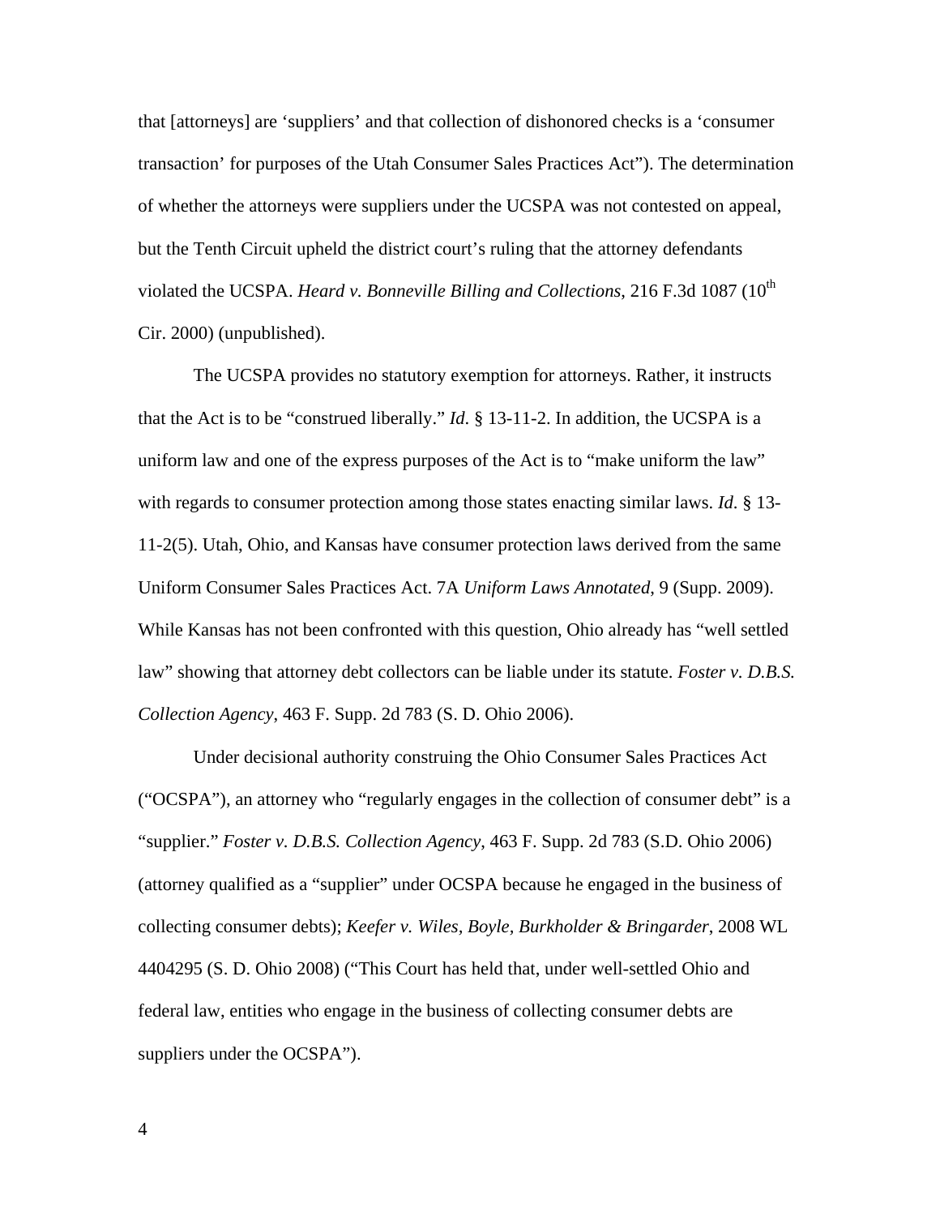that [attorneys] are 'suppliers' and that collection of dishonored checks is a 'consumer transaction' for purposes of the Utah Consumer Sales Practices Act"). The determination of whether the attorneys were suppliers under the UCSPA was not contested on appeal, but the Tenth Circuit upheld the district court's ruling that the attorney defendants violated the UCSPA. *Heard v. Bonneville Billing and Collections*, 216 F.3d 1087 (10th Cir. 2000) (unpublished).

The UCSPA provides no statutory exemption for attorneys. Rather, it instructs that the Act is to be "construed liberally." *Id.* § 13-11-2. In addition, the UCSPA is a uniform law and one of the express purposes of the Act is to "make uniform the law" with regards to consumer protection among those states enacting similar laws. *Id.* § 13-11-2(5). Utah, Ohio, and Kansas have consumer protection laws derived from the same Uniform Consumer Sales Practices Act. 7A *Uniform Laws Annotated*, 9 (Supp. 2009). While Kansas has not been confronted with this question, Ohio already has "well settled law" showing that attorney debt collectors can be liable under its statute. *Foster v. D.B.S. Collection Agency*, 463 F. Supp. 2d 783 (S. D. Ohio 2006).

Under decisional authority construing the Ohio Consumer Sales Practices Act ("OCSPA"), an attorney who "regularly engages in the collection of consumer debt" is a "supplier." *Foster v. D.B.S. Collection Agency*, 463 F. Supp. 2d 783 (S.D. Ohio 2006) (attorney qualified as a "supplier" under OCSPA because he engaged in the business of collecting consumer debts); *Keefer v. Wiles, Boyle, Burkholder & Bringarder*, 2008 WL 4404295 (S. D. Ohio 2008) ("This Court has held that, under well-settled Ohio and federal law, entities who engage in the business of collecting consumer debts are suppliers under the OCSPA").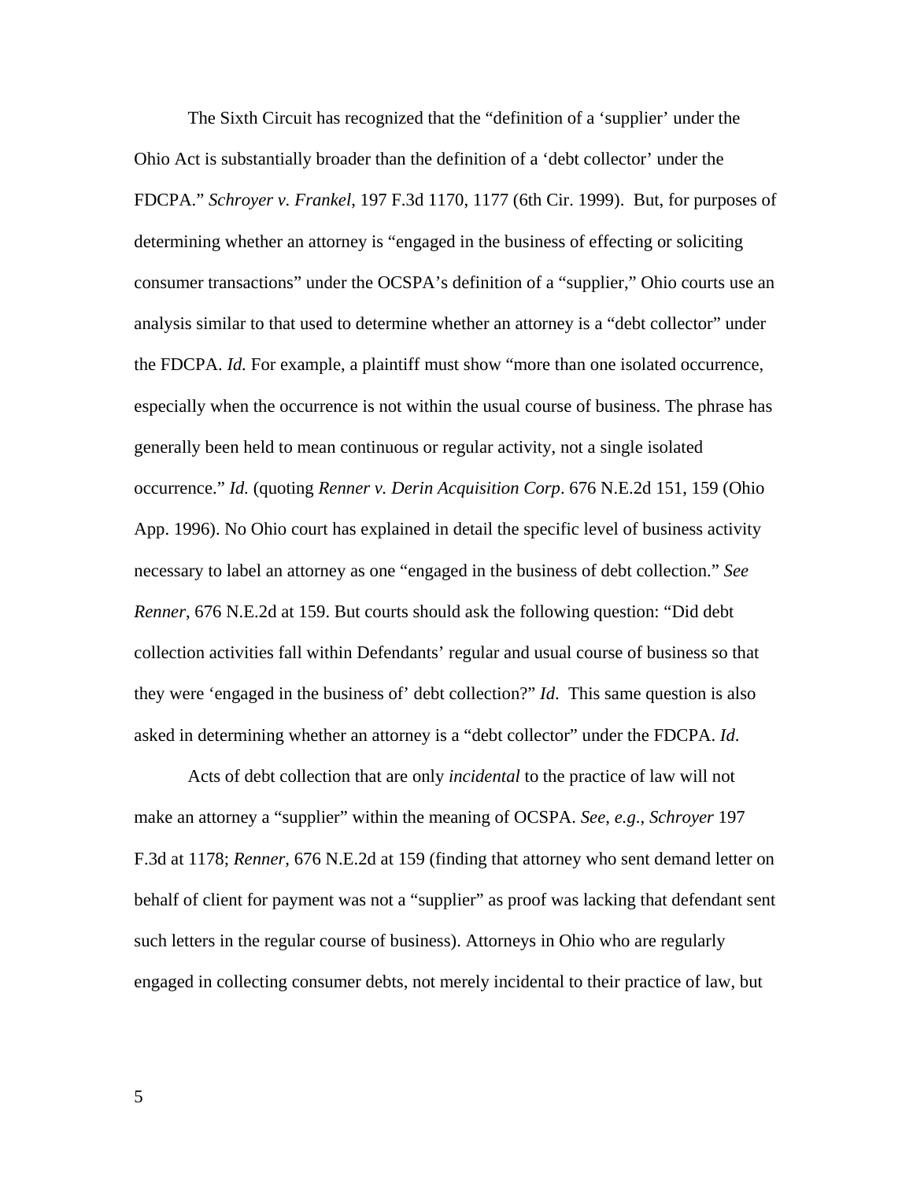The Sixth Circuit has recognized that the "definition of a 'supplier' under the Ohio Act is substantially broader than the definition of a 'debt collector' under the FDCPA." *Schroyer v. Frankel*, 197 F.3d 1170, 1177 (6th Cir. 1999). But, for purposes of determining whether an attorney is "engaged in the business of effecting or soliciting consumer transactions" under the OCSPA's definition of a "supplier," Ohio courts use an analysis similar to that used to determine whether an attorney is a "debt collector" under the FDCPA. *Id.* For example, a plaintiff must show "more than one isolated occurrence, especially when the occurrence is not within the usual course of business. The phrase has generally been held to mean continuous or regular activity, not a single isolated occurrence." *Id.* (quoting *Renner v. Derin Acquisition Corp*. 676 N.E.2d 151, 159 (Ohio App. 1996). No Ohio court has explained in detail the specific level of business activity necessary to label an attorney as one "engaged in the business of debt collection." *See Renner*, 676 N.E.2d at 159. But courts should ask the following question: "Did debt collection activities fall within Defendants' regular and usual course of business so that they were 'engaged in the business of' debt collection?" *Id*. This same question is also asked in determining whether an attorney is a "debt collector" under the FDCPA. *Id*.

Acts of debt collection that are only *incidental* to the practice of law will not make an attorney a "supplier" within the meaning of OCSPA. *See*, *e.g*., *Schroyer* 197 F.3d at 1178; *Renner*, 676 N.E.2d at 159 (finding that attorney who sent demand letter on behalf of client for payment was not a "supplier" as proof was lacking that defendant sent such letters in the regular course of business). Attorneys in Ohio who are regularly engaged in collecting consumer debts, not merely incidental to their practice of law, but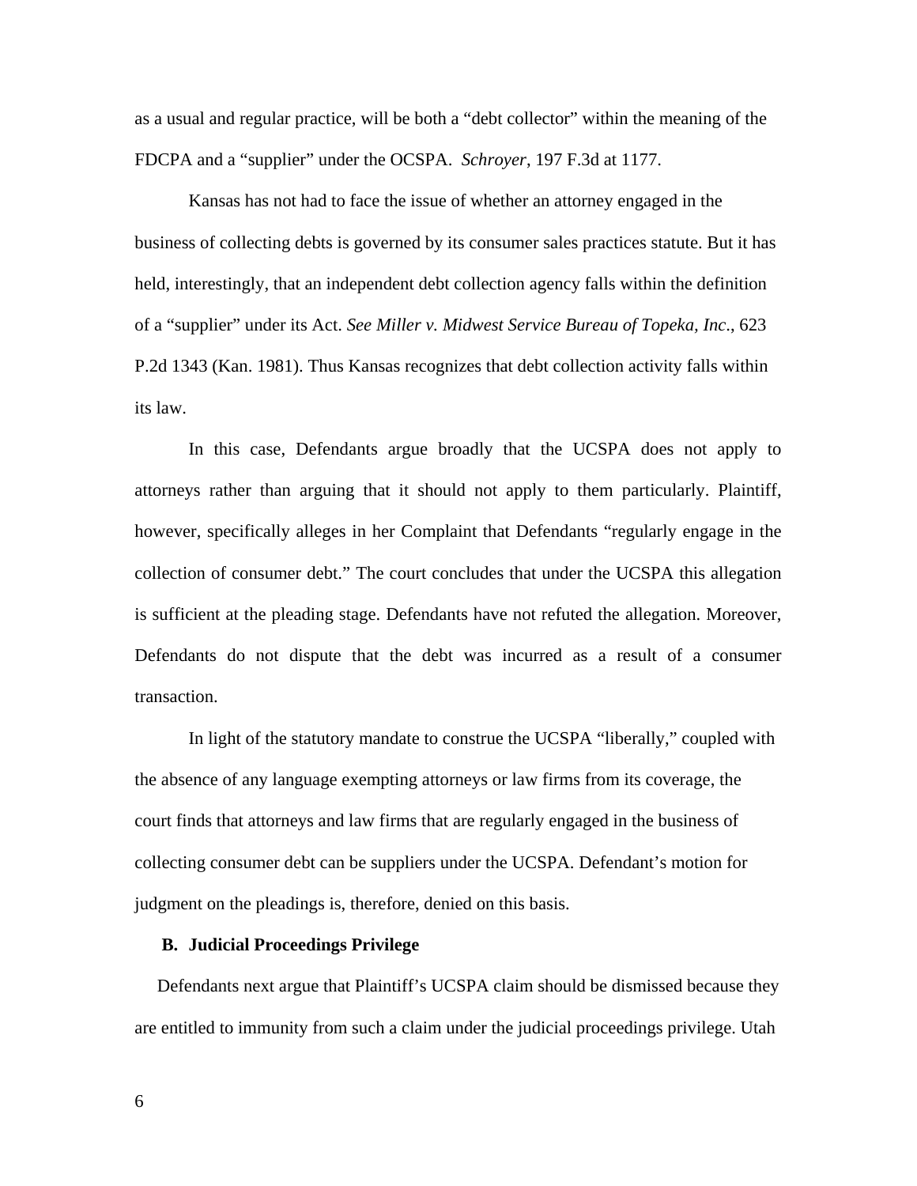as a usual and regular practice, will be both a "debt collector" within the meaning of the FDCPA and a "supplier" under the OCSPA. *Schroyer*, 197 F.3d at 1177.

Kansas has not had to face the issue of whether an attorney engaged in the business of collecting debts is governed by its consumer sales practices statute. But it has held, interestingly, that an independent debt collection agency falls within the definition of a "supplier" under its Act. *See Miller v. Midwest Service Bureau of Topeka, Inc*., 623 P.2d 1343 (Kan. 1981). Thus Kansas recognizes that debt collection activity falls within its law.

In this case, Defendants argue broadly that the UCSPA does not apply to attorneys rather than arguing that it should not apply to them particularly. Plaintiff, however, specifically alleges in her Complaint that Defendants "regularly engage in the collection of consumer debt." The court concludes that under the UCSPA this allegation is sufficient at the pleading stage. Defendants have not refuted the allegation. Moreover, Defendants do not dispute that the debt was incurred as a result of a consumer transaction.

In light of the statutory mandate to construe the UCSPA "liberally," coupled with the absence of any language exempting attorneys or law firms from its coverage, the court finds that attorneys and law firms that are regularly engaged in the business of collecting consumer debt can be suppliers under the UCSPA. Defendant's motion for judgment on the pleadings is, therefore, denied on this basis.

### B. Judicial Proceedings Privilege

Defendants next argue that Plaintiff's UCSPA claim should be dismissed because they are entitled to immunity from such a claim under the judicial proceedings privilege. Utah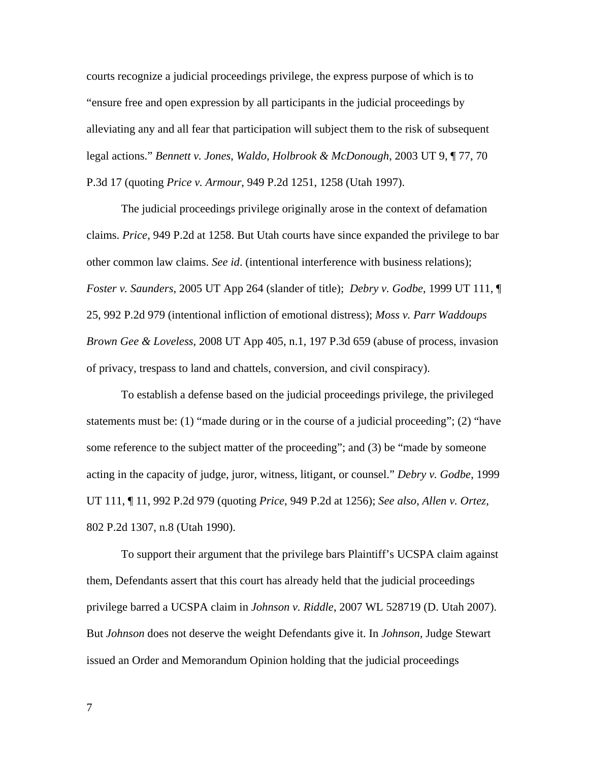courts recognize a judicial proceedings privilege, the express purpose of which is to "ensure free and open expression by all participants in the judicial proceedings by alleviating any and all fear that participation will subject them to the risk of subsequent legal actions." *Bennett v. Jones, Waldo, Holbrook & McDonough*, 2003 UT 9, ¶ 77, 70 P.3d 17 (quoting *Price v. Armour*, 949 P.2d 1251, 1258 (Utah 1997).

The judicial proceedings privilege originally arose in the context of defamation claims. *Price*, 949 P.2d at 1258. But Utah courts have since expanded the privilege to bar other common law claims. *See id*. (intentional interference with business relations); *Foster v. Saunders*, 2005 UT App 264 (slander of title); *Debry v. Godbe*, 1999 UT 111, ¶ 25, 992 P.2d 979 (intentional infliction of emotional distress); *Moss v. Parr Waddoups Brown Gee & Loveless*, 2008 UT App 405, n.1, 197 P.3d 659 (abuse of process, invasion of privacy, trespass to land and chattels, conversion, and civil conspiracy).

To establish a defense based on the judicial proceedings privilege, the privileged statements must be: (1) "made during or in the course of a judicial proceeding"; (2) "have some reference to the subject matter of the proceeding"; and (3) be "made by someone acting in the capacity of judge, juror, witness, litigant, or counsel." *Debry v. Godbe*, 1999 UT 111, ¶ 11, 992 P.2d 979 (quoting *Price*, 949 P.2d at 1256); *See also*, *Allen v. Ortez*, 802 P.2d 1307, n.8 (Utah 1990).

To support their argument that the privilege bars Plaintiff's UCSPA claim against them, Defendants assert that this court has already held that the judicial proceedings privilege barred a UCSPA claim in *Johnson v. Riddle*, 2007 WL 528719 (D. Utah 2007). But *Johnson* does not deserve the weight Defendants give it. In *Johnson*, Judge Stewart issued an Order and Memorandum Opinion holding that the judicial proceedings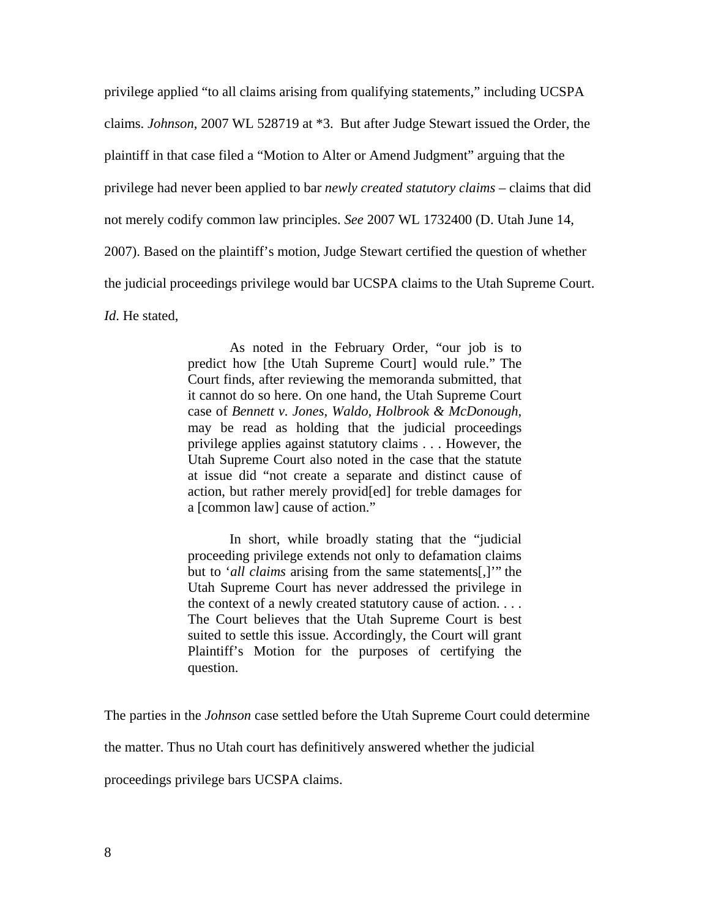privilege applied "to all claims arising from qualifying statements," including UCSPA claims. *Johnson*, 2007 WL 528719 at *3. But after Judge Stewart issued the Order, the plaintiff in that case filed a "Motion to Alter or Amend Judgment" arguing that the privilege had never been applied to bar *newly created statutory claims* – claims that did not merely codify common law principles. *See* 2007 WL 1732400 (D. Utah June 14, 2007). Based on the plaintiff's motion, Judge Stewart certified the question of whether the judicial proceedings privilege would bar UCSPA claims to the Utah Supreme Court. *Id*. He stated,

> As noted in the February Order, "our job is to predict how [the Utah Supreme Court] would rule." The Court finds, after reviewing the memoranda submitted, that it cannot do so here. On one hand, the Utah Supreme Court case of *Bennett v. Jones, Waldo, Holbrook & McDonough*, may be read as holding that the judicial proceedings privilege applies against statutory claims . . . However, the Utah Supreme Court also noted in the case that the statute at issue did "not create a separate and distinct cause of action, but rather merely provid[ed] for treble damages for a [common law] cause of action."
>
> In short, while broadly stating that the "judicial proceeding privilege extends not only to defamation claims but to '*all claims* arising from the same statements[,]'" the Utah Supreme Court has never addressed the privilege in the context of a newly created statutory cause of action. . . . The Court believes that the Utah Supreme Court is best suited to settle this issue. Accordingly, the Court will grant Plaintiff's Motion for the purposes of certifying the question.

The parties in the *Johnson* case settled before the Utah Supreme Court could determine the matter. Thus no Utah court has definitively answered whether the judicial proceedings privilege bars UCSPA claims.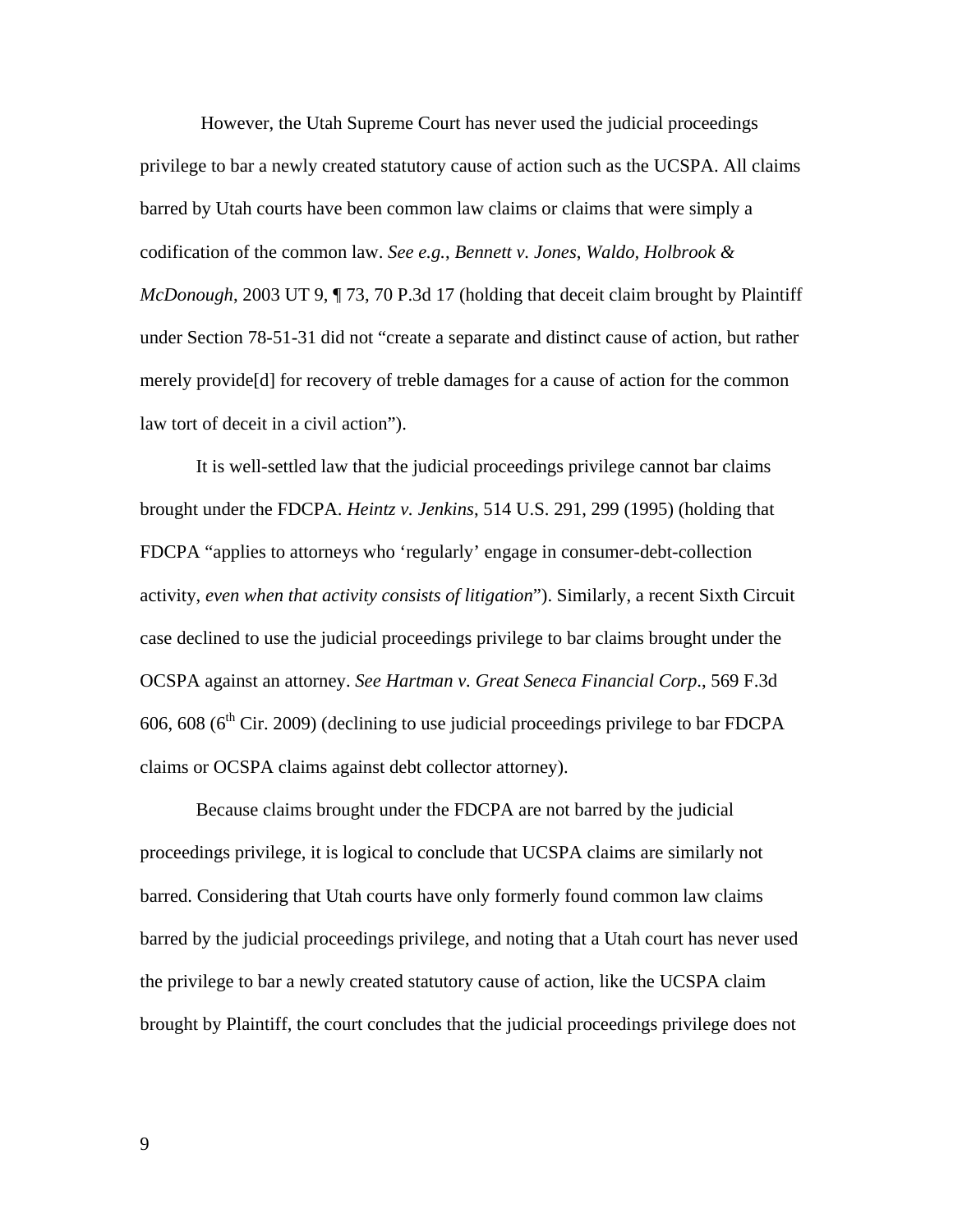However, the Utah Supreme Court has never used the judicial proceedings privilege to bar a newly created statutory cause of action such as the UCSPA. All claims barred by Utah courts have been common law claims or claims that were simply a codification of the common law. *See e.g.*, *Bennett v. Jones*, *Waldo, Holbrook & McDonough*, 2003 UT 9, ¶ 73, 70 P.3d 17 (holding that deceit claim brought by Plaintiff under Section 78-51-31 did not "create a separate and distinct cause of action, but rather merely provide[d] for recovery of treble damages for a cause of action for the common law tort of deceit in a civil action").

It is well-settled law that the judicial proceedings privilege cannot bar claims brought under the FDCPA. *Heintz v. Jenkins*, 514 U.S. 291, 299 (1995) (holding that FDCPA "applies to attorneys who 'regularly' engage in consumer-debt-collection activity, *even when that activity consists of litigation*"). Similarly, a recent Sixth Circuit case declined to use the judicial proceedings privilege to bar claims brought under the OCSPA against an attorney. *See Hartman v. Great Seneca Financial Corp*., 569 F.3d 606, 608 (6th Cir. 2009) (declining to use judicial proceedings privilege to bar FDCPA claims or OCSPA claims against debt collector attorney).

Because claims brought under the FDCPA are not barred by the judicial proceedings privilege, it is logical to conclude that UCSPA claims are similarly not barred. Considering that Utah courts have only formerly found common law claims barred by the judicial proceedings privilege, and noting that a Utah court has never used the privilege to bar a newly created statutory cause of action, like the UCSPA claim brought by Plaintiff, the court concludes that the judicial proceedings privilege does not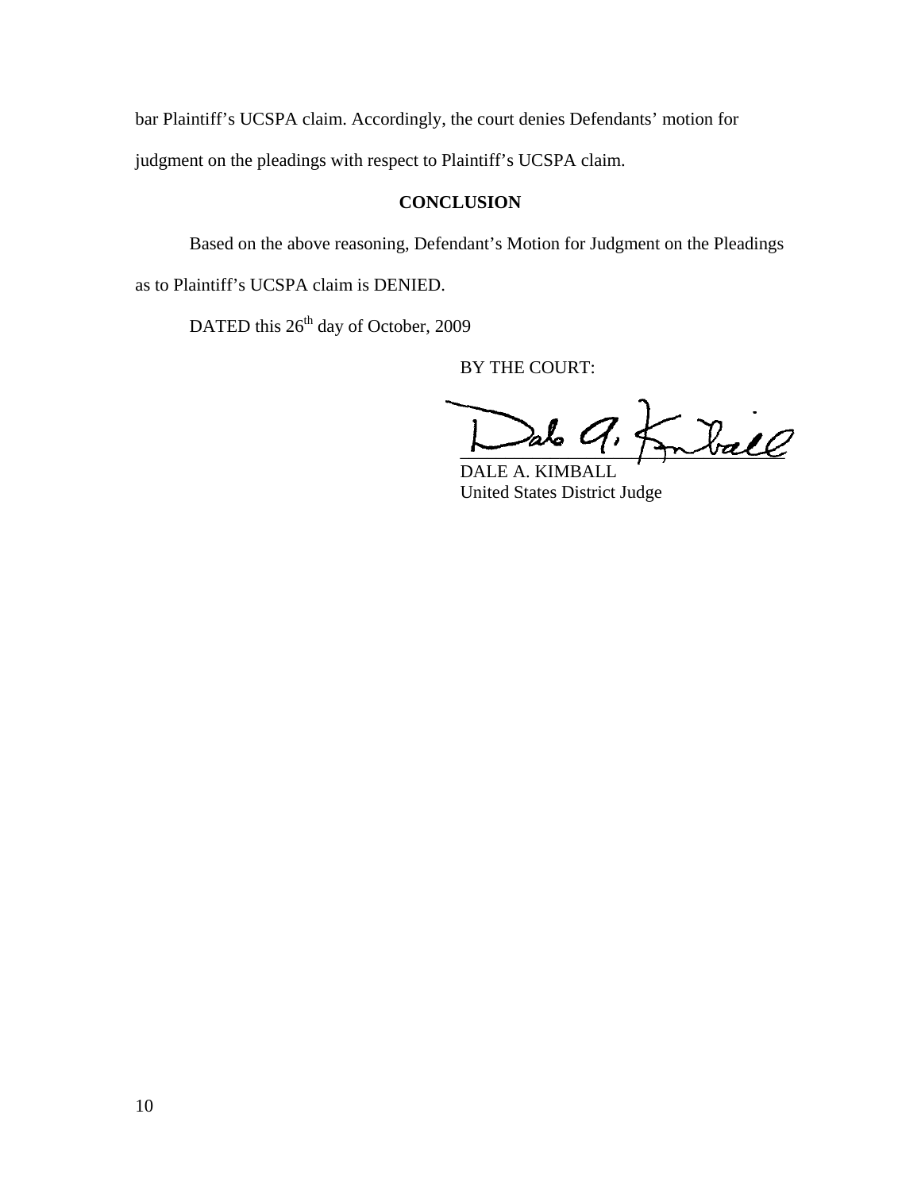bar Plaintiff's UCSPA claim. Accordingly, the court denies Defendants' motion for judgment on the pleadings with respect to Plaintiff's UCSPA claim.

## CONCLUSION

Based on the above reasoning, Defendant's Motion for Judgment on the Pleadings as to Plaintiff's UCSPA claim is DENIED.

DATED this 26th day of October, 2009

BY THE COURT:

DALE A. KIMBALL
United States District Judge